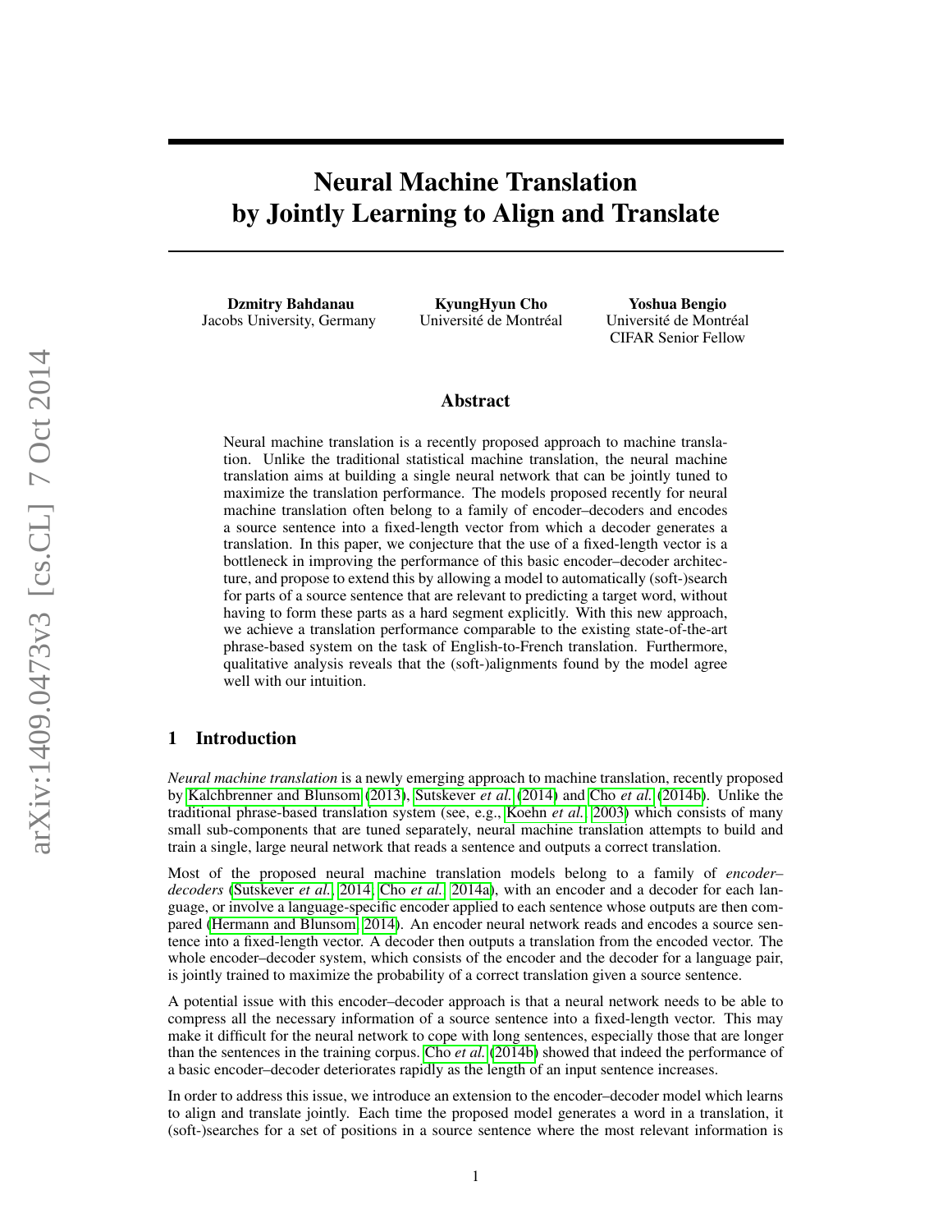# Neural Machine Translation by Jointly Learning to Align and Translate

**Dzmitry Bahdanau**
Jacobs University, Germany

**KyungHyun Cho**
Université de Montréal

**Yoshua Bengio**
Université de Montréal
CIFAR Senior Fellow

## Abstract

Neural machine translation is a recently proposed approach to machine translation. Unlike the traditional statistical machine translation, the neural machine translation aims at building a single neural network that can be jointly tuned to maximize the translation performance. The models proposed recently for neural machine translation often belong to a family of encoder–decoders and encodes a source sentence into a fixed-length vector from which a decoder generates a translation. In this paper, we conjecture that the use of a fixed-length vector is a bottleneck in improving the performance of this basic encoder–decoder architecture, and propose to extend this by allowing a model to automatically (soft-)search for parts of a source sentence that are relevant to predicting a target word, without having to form these parts as a hard segment explicitly. With this new approach, we achieve a translation performance comparable to the existing state-of-the-art phrase-based system on the task of English-to-French translation. Furthermore, qualitative analysis reveals that the (soft-)alignments found by the model agree well with our intuition.

## 1 Introduction

*Neural machine translation* is a newly emerging approach to machine translation, recently proposed by Kalchbrenner and Blunsom (2013), Sutskever *et al.* (2014) and Cho *et al.* (2014b). Unlike the traditional phrase-based translation system (see, e.g., Koehn *et al.*, 2003) which consists of many small sub-components that are tuned separately, neural machine translation attempts to build and train a single, large neural network that reads a sentence and outputs a correct translation.

Most of the proposed neural machine translation models belong to a family of *encoder–decoders* (Sutskever *et al.*, 2014; Cho *et al.*, 2014a), with an encoder and a decoder for each language, or involve a language-specific encoder applied to each sentence whose outputs are then compared (Hermann and Blunsom, 2014). An encoder neural network reads and encodes a source sentence into a fixed-length vector. A decoder then outputs a translation from the encoded vector. The whole encoder–decoder system, which consists of the encoder and the decoder for a language pair, is jointly trained to maximize the probability of a correct translation given a source sentence.

A potential issue with this encoder–decoder approach is that a neural network needs to be able to compress all the necessary information of a source sentence into a fixed-length vector. This may make it difficult for the neural network to cope with long sentences, especially those that are longer than the sentences in the training corpus. Cho *et al.* (2014b) showed that indeed the performance of a basic encoder–decoder deteriorates rapidly as the length of an input sentence increases.

In order to address this issue, we introduce an extension to the encoder–decoder model which learns to align and translate jointly. Each time the proposed model generates a word in a translation, it (soft-)searches for a set of positions in a source sentence where the most relevant information is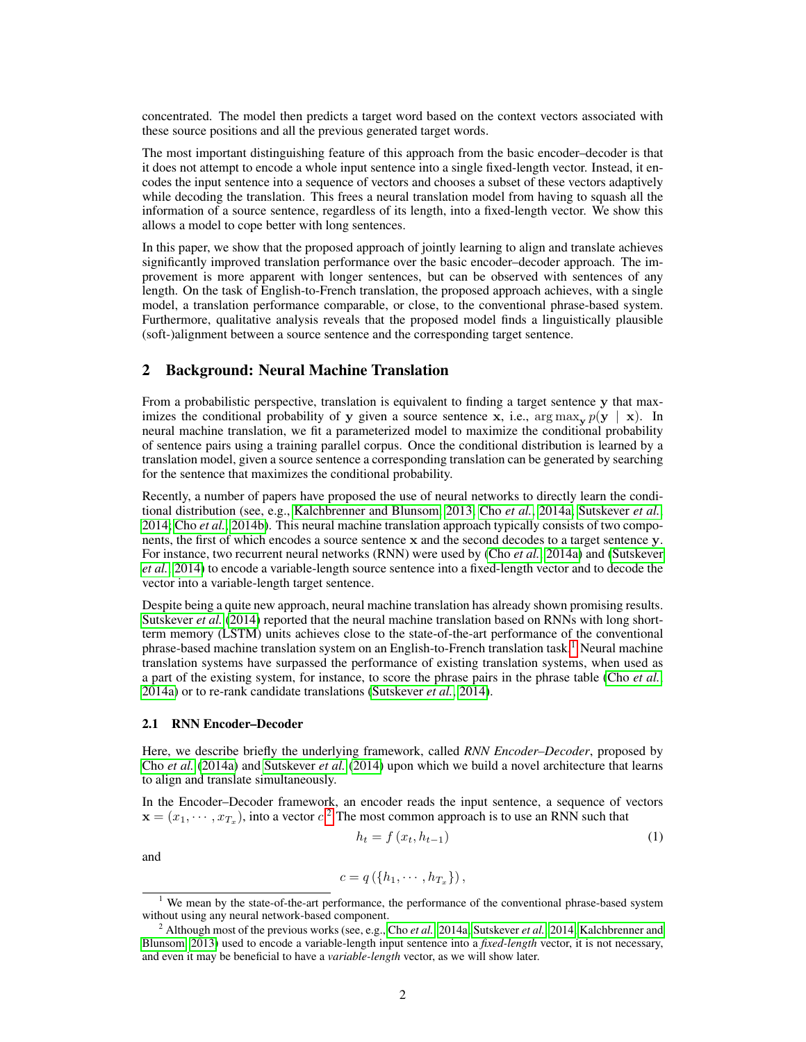concentrated. The model then predicts a target word based on the context vectors associated with these source positions and all the previous generated target words.

The most important distinguishing feature of this approach from the basic encoder–decoder is that it does not attempt to encode a whole input sentence into a single fixed-length vector. Instead, it encodes the input sentence into a sequence of vectors and chooses a subset of these vectors adaptively while decoding the translation. This frees a neural translation model from having to squash all the information of a source sentence, regardless of its length, into a fixed-length vector. We show this allows a model to cope better with long sentences.

In this paper, we show that the proposed approach of jointly learning to align and translate achieves significantly improved translation performance over the basic encoder–decoder approach. The improvement is more apparent with longer sentences, but can be observed with sentences of any length. On the task of English-to-French translation, the proposed approach achieves, with a single model, a translation performance comparable, or close, to the conventional phrase-based system. Furthermore, qualitative analysis reveals that the proposed model finds a linguistically plausible (soft-)alignment between a source sentence and the corresponding target sentence.

## 2 Background: Neural Machine Translation

From a probabilistic perspective, translation is equivalent to finding a target sentence $\mathbf{y}$ that maximizes the conditional probability of $\mathbf{y}$ given a source sentence $\mathbf{x}$, i.e., $\arg\max_{\mathbf{y}} p(\mathbf{y} \mid \mathbf{x})$. In neural machine translation, we fit a parameterized model to maximize the conditional probability of sentence pairs using a training parallel corpus. Once the conditional distribution is learned by a translation model, given a source sentence a corresponding translation can be generated by searching for the sentence that maximizes the conditional probability.

Recently, a number of papers have proposed the use of neural networks to directly learn the conditional distribution (see, e.g., Kalchbrenner and Blunsom, 2013; Cho *et al.*, 2014a; Sutskever *et al.*, 2014; Cho *et al.*, 2014b). This neural machine translation approach typically consists of two components, the first of which encodes a source sentence $\mathbf{x}$ and the second decodes to a target sentence $\mathbf{y}$. For instance, two recurrent neural networks (RNN) were used by (Cho *et al.*, 2014a) and (Sutskever *et al.*, 2014) to encode a variable-length source sentence into a fixed-length vector and to decode the vector into a variable-length target sentence.

Despite being a quite new approach, neural machine translation has already shown promising results. Sutskever *et al.* (2014) reported that the neural machine translation based on RNNs with long short-term memory (LSTM) units achieves close to the state-of-the-art performance of the conventional phrase-based machine translation system on an English-to-French translation task.[1] Neural machine translation systems have surpassed the performance of existing translation systems, when used as a part of the existing system, for instance, to score the phrase pairs in the phrase table (Cho *et al.*, 2014a) or to re-rank candidate translations (Sutskever *et al.*, 2014).

### 2.1 RNN Encoder–Decoder

Here, we describe briefly the underlying framework, called *RNN Encoder–Decoder*, proposed by Cho *et al.* (2014a) and Sutskever *et al.* (2014) upon which we build a novel architecture that learns to align and translate simultaneously.

In the Encoder–Decoder framework, an encoder reads the input sentence, a sequence of vectors $\mathbf{x} = (x_1, \cdots, x_{T_x})$, into a vector $c$.[2] The most common approach is to use an RNN such that

$$h_t = f(x_t, h_{t-1}) \tag{1}$$

and

$$c = q(\{h_1, \cdots, h_{T_x}\}),$$

[1] We mean by the state-of-the-art performance, the performance of the conventional phrase-based system without using any neural network-based component.

[2] Although most of the previous works (see, e.g., Cho *et al.*, 2014a; Sutskever *et al.*, 2014; Kalchbrenner and Blunsom, 2013) used to encode a variable-length input sentence into a *fixed-length* vector, it is not necessary, and even it may be beneficial to have a *variable-length* vector, as we will show later.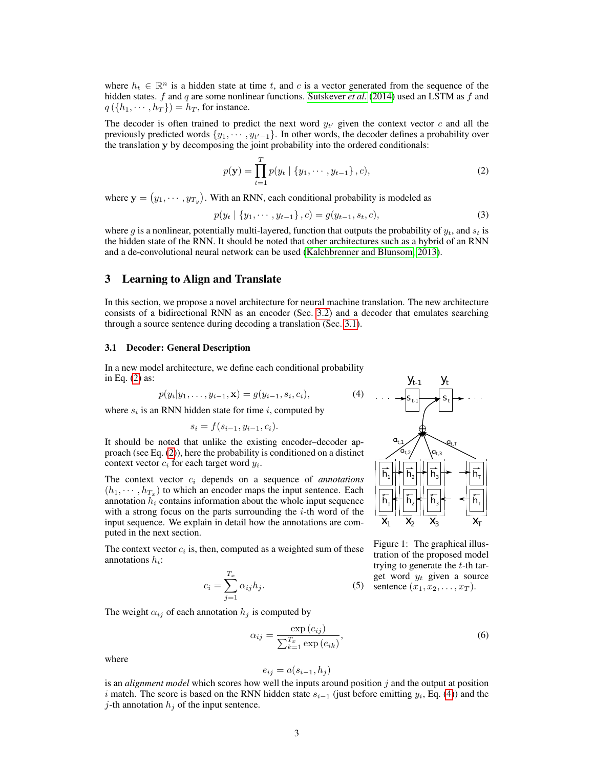where $h_t \in \mathbb{R}^n$ is a hidden state at time $t$, and $c$ is a vector generated from the sequence of the hidden states. $f$ and $q$ are some nonlinear functions. Sutskever *et al.* (2014) used an LSTM as $f$ and $q(\{h_1, \cdots, h_T\}) = h_T$, for instance.

The decoder is often trained to predict the next word $y_{t'}$ given the context vector $c$ and all the previously predicted words $\{y_1, \cdots, y_{t'-1}\}$. In other words, the decoder defines a probability over the translation $\mathbf{y}$ by decomposing the joint probability into the ordered conditionals:

$$p(\mathbf{y}) = \prod_{t=1}^{T} p(y_t \mid \{y_1, \cdots, y_{t-1}\}, c), \tag{2}$$

where $\mathbf{y} = \left(y_1, \cdots, y_{T_y}\right)$. With an RNN, each conditional probability is modeled as

$$p(y_t \mid \{y_1, \cdots, y_{t-1}\}, c) = g(y_{t-1}, s_t, c), \tag{3}$$

where $g$ is a nonlinear, potentially multi-layered, function that outputs the probability of $y_t$, and $s_t$ is the hidden state of the RNN. It should be noted that other architectures such as a hybrid of an RNN and a de-convolutional neural network can be used (Kalchbrenner and Blunsom, 2013).

## 3 Learning to Align and Translate

In this section, we propose a novel architecture for neural machine translation. The new architecture consists of a bidirectional RNN as an encoder (Sec. 3.2) and a decoder that emulates searching through a source sentence during decoding a translation (Sec. 3.1).

### 3.1 Decoder: General Description

In a new model architecture, we define each conditional probability in Eq. (2) as:

$$p(y_i | y_1, \ldots, y_{i-1}, \mathbf{x}) = g(y_{i-1}, s_i, c_i), \tag{4}$$

where $s_i$ is an RNN hidden state for time $i$, computed by

$$s_i = f(s_{i-1}, y_{i-1}, c_i).$$

It should be noted that unlike the existing encoder–decoder approach (see Eq. (2)), here the probability is conditioned on a distinct context vector $c_i$ for each target word $y_i$.

The context vector $c_i$ depends on a sequence of *annotations* $(h_1, \cdots, h_{T_x})$ to which an encoder maps the input sentence. Each annotation $h_i$ contains information about the whole input sequence with a strong focus on the parts surrounding the $i$-th word of the input sequence. We explain in detail how the annotations are computed in the next section.

The context vector $c_i$ is, then, computed as a weighted sum of these annotations $h_i$:

$$c_i = \sum_{j=1}^{T_x} \alpha_{ij} h_j. \tag{5}$$

Figure 1: The graphical illustration of the proposed model trying to generate the $t$-th target word $y_t$ given a source sentence $(x_1, x_2, \ldots, x_T)$.

The weight $\alpha_{ij}$ of each annotation $h_j$ is computed by

$$\alpha_{ij} = \frac{\exp\left(e_{ij}\right)}{\sum_{k=1}^{T_x} \exp\left(e_{ik}\right)}, \tag{6}$$

where

$$e_{ij} = a(s_{i-1}, h_j)$$

is an *alignment model* which scores how well the inputs around position $j$ and the output at position $i$ match. The score is based on the RNN hidden state $s_{i-1}$ (just before emitting $y_i$, Eq. (4)) and the $j$-th annotation $h_j$ of the input sentence.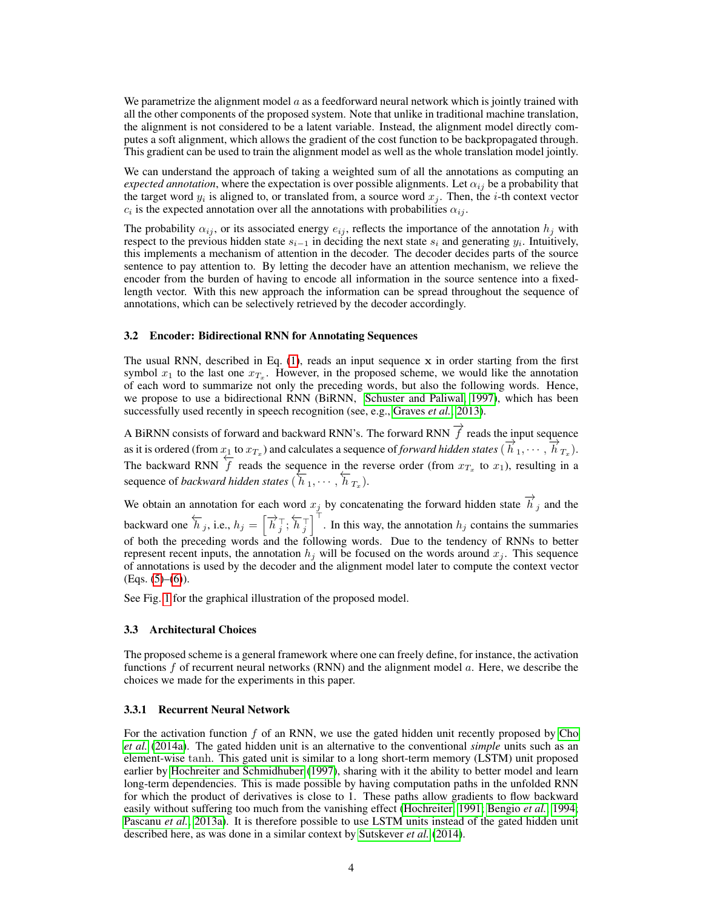We parametrize the alignment model $a$ as a feedforward neural network which is jointly trained with all the other components of the proposed system. Note that unlike in traditional machine translation, the alignment is not considered to be a latent variable. Instead, the alignment model directly computes a soft alignment, which allows the gradient of the cost function to be backpropagated through. This gradient can be used to train the alignment model as well as the whole translation model jointly.

We can understand the approach of taking a weighted sum of all the annotations as computing an *expected annotation*, where the expectation is over possible alignments. Let $\alpha_{ij}$ be a probability that the target word $y_i$ is aligned to, or translated from, a source word $x_j$. Then, the $i$-th context vector $c_i$ is the expected annotation over all the annotations with probabilities $\alpha_{ij}$.

The probability $\alpha_{ij}$, or its associated energy $e_{ij}$, reflects the importance of the annotation $h_j$ with respect to the previous hidden state $s_{i-1}$ in deciding the next state $s_i$ and generating $y_i$. Intuitively, this implements a mechanism of attention in the decoder. The decoder decides parts of the source sentence to pay attention to. By letting the decoder have an attention mechanism, we relieve the encoder from the burden of having to encode all information in the source sentence into a fixed-length vector. With this new approach the information can be spread throughout the sequence of annotations, which can be selectively retrieved by the decoder accordingly.

### 3.2 Encoder: Bidirectional RNN for Annotating Sequences

The usual RNN, described in Eq. (1), reads an input sequence $\mathbf{x}$ in order starting from the first symbol $x_1$ to the last one $x_{T_x}$. However, in the proposed scheme, we would like the annotation of each word to summarize not only the preceding words, but also the following words. Hence, we propose to use a bidirectional RNN (BiRNN, Schuster and Paliwal, 1997), which has been successfully used recently in speech recognition (see, e.g., Graves *et al.*, 2013).

A BiRNN consists of forward and backward RNN's. The forward RNN $\overrightarrow{f}$ reads the input sequence as it is ordered (from $x_1$ to $x_{T_x}$) and calculates a sequence of *forward hidden states* ($\overrightarrow{h}_1, \cdots, \overrightarrow{h}_{T_x}$). The backward RNN $\overleftarrow{f}$ reads the sequence in the reverse order (from $x_{T_x}$ to $x_1$), resulting in a sequence of *backward hidden states* ($\overleftarrow{h}_1, \cdots, \overleftarrow{h}_{T_x}$).

We obtain an annotation for each word $x_j$ by concatenating the forward hidden state $\overrightarrow{h}_j$ and the backward one $\overleftarrow{h}_j$, i.e., $h_j = \left[\overrightarrow{h}_j^\top ; \overleftarrow{h}_j^\top\right]^\top$. In this way, the annotation $h_j$ contains the summaries of both the preceding words and the following words. Due to the tendency of RNNs to better represent recent inputs, the annotation $h_j$ will be focused on the words around $x_j$. This sequence of annotations is used by the decoder and the alignment model later to compute the context vector (Eqs. (5)–(6)).

See Fig. 1 for the graphical illustration of the proposed model.

### 3.3 Architectural Choices

The proposed scheme is a general framework where one can freely define, for instance, the activation functions $f$ of recurrent neural networks (RNN) and the alignment model $a$. Here, we describe the choices we made for the experiments in this paper.

#### 3.3.1 Recurrent Neural Network

For the activation function $f$ of an RNN, we use the gated hidden unit recently proposed by Cho *et al.* (2014a). The gated hidden unit is an alternative to the conventional *simple* units such as an element-wise $\tanh$. This gated unit is similar to a long short-term memory (LSTM) unit proposed earlier by Hochreiter and Schmidhuber (1997), sharing with it the ability to better model and learn long-term dependencies. This is made possible by having computation paths in the unfolded RNN for which the product of derivatives is close to 1. These paths allow gradients to flow backward easily without suffering too much from the vanishing effect (Hochreiter, 1991; Bengio *et al.*, 1994; Pascanu *et al.*, 2013a). It is therefore possible to use LSTM units instead of the gated hidden unit described here, as was done in a similar context by Sutskever *et al.* (2014).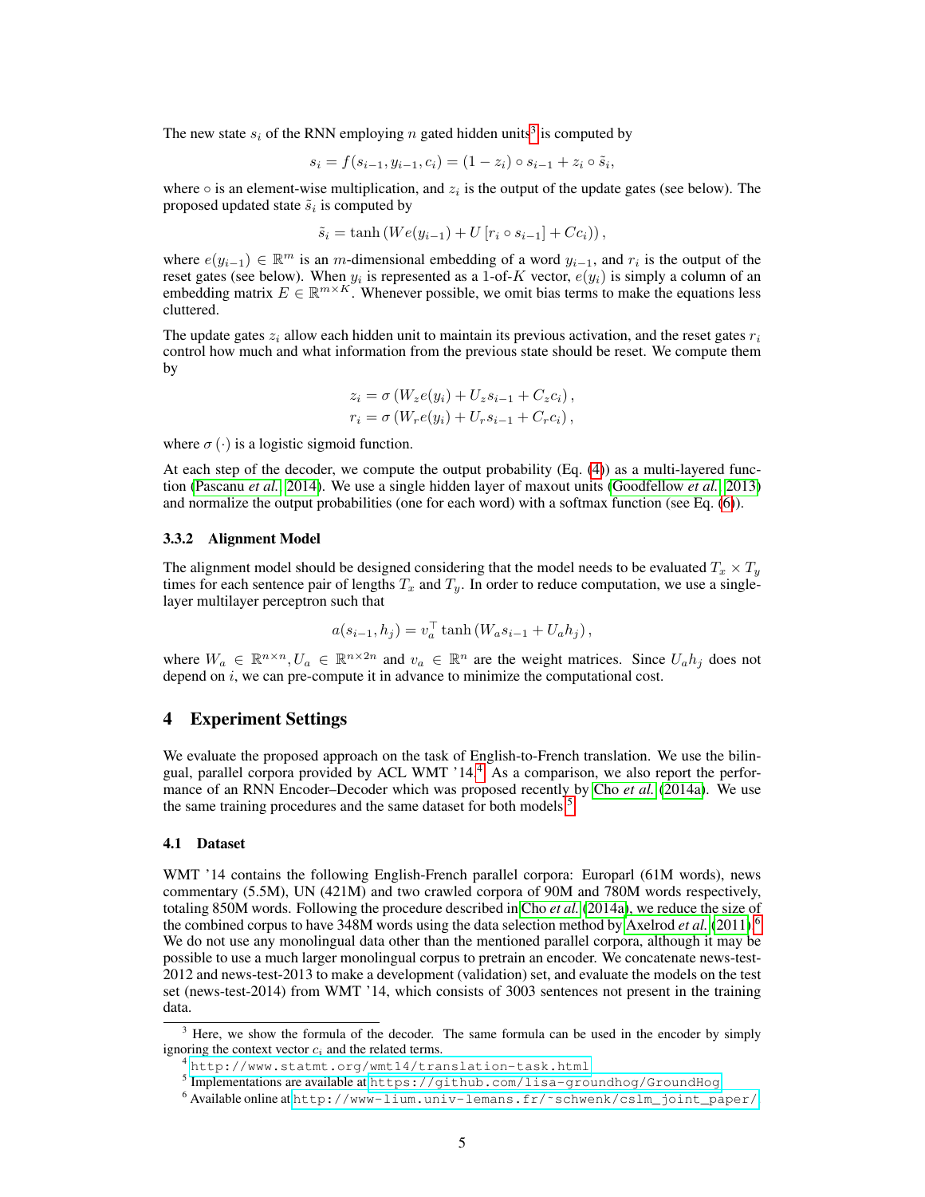The new state $s_i$ of the RNN employing $n$ gated hidden units[3] is computed by

$$s_i = f(s_{i-1}, y_{i-1}, c_i) = (1 - z_i) \circ s_{i-1} + z_i \circ \tilde{s}_i,$$

where $\circ$ is an element-wise multiplication, and $z_i$ is the output of the update gates (see below). The proposed updated state $\tilde{s}_i$ is computed by

$$\tilde{s}_i = \tanh \left( W e(y_{i-1}) + U \left[ r_i \circ s_{i-1} \right] + C c_i \right),$$

where $e(y_{i-1}) \in \mathbb{R}^m$ is an $m$-dimensional embedding of a word $y_{i-1}$, and $r_i$ is the output of the reset gates (see below). When $y_i$ is represented as a 1-of-$K$ vector, $e(y_i)$ is simply a column of an embedding matrix $E \in \mathbb{R}^{m \times K}$. Whenever possible, we omit bias terms to make the equations less cluttered.

The update gates $z_i$ allow each hidden unit to maintain its previous activation, and the reset gates $r_i$ control how much and what information from the previous state should be reset. We compute them by

$$z_i = \sigma \left( W_z e(y_i) + U_z s_{i-1} + C_z c_i \right),$$
$$r_i = \sigma \left( W_r e(y_i) + U_r s_{i-1} + C_r c_i \right),$$

where $\sigma(\cdot)$ is a logistic sigmoid function.

At each step of the decoder, we compute the output probability (Eq. (4)) as a multi-layered function (Pascanu *et al.*, 2014). We use a single hidden layer of maxout units (Goodfellow *et al.*, 2013) and normalize the output probabilities (one for each word) with a softmax function (see Eq. (6)).

### 3.3.2 Alignment Model

The alignment model should be designed considering that the model needs to be evaluated $T_x \times T_y$ times for each sentence pair of lengths $T_x$ and $T_y$. In order to reduce computation, we use a single-layer multilayer perceptron such that

$$a(s_{i-1}, h_j) = v_a^\top \tanh \left( W_a s_{i-1} + U_a h_j \right),$$

where $W_a \in \mathbb{R}^{n \times n}, U_a \in \mathbb{R}^{n \times 2n}$ and $v_a \in \mathbb{R}^n$ are the weight matrices. Since $U_a h_j$ does not depend on $i$, we can pre-compute it in advance to minimize the computational cost.

## 4 Experiment Settings

We evaluate the proposed approach on the task of English-to-French translation. We use the bilingual, parallel corpora provided by ACL WMT '14.[4] As a comparison, we also report the performance of an RNN Encoder–Decoder which was proposed recently by Cho *et al.* (2014a). We use the same training procedures and the same dataset for both models.[5]

### 4.1 Dataset

WMT '14 contains the following English-French parallel corpora: Europarl (61M words), news commentary (5.5M), UN (421M) and two crawled corpora of 90M and 780M words respectively, totaling 850M words. Following the procedure described in Cho *et al.* (2014a), we reduce the size of the combined corpus to have 348M words using the data selection method by Axelrod *et al.* (2011).[6] We do not use any monolingual data other than the mentioned parallel corpora, although it may be possible to use a much larger monolingual corpus to pretrain an encoder. We concatenate news-test-2012 and news-test-2013 to make a development (validation) set, and evaluate the models on the test set (news-test-2014) from WMT '14, which consists of 3003 sentences not present in the training data.

---

[3] Here, we show the formula of the decoder. The same formula can be used in the encoder by simply ignoring the context vector $c_i$ and the related terms.

[4] http://www.statmt.org/wmt14/translation-task.html

[5] Implementations are available at https://github.com/lisa-groundhog/GroundHog.

[6] Available online at http://www-lium.univ-lemans.fr/~schwenk/cslm_joint_paper/.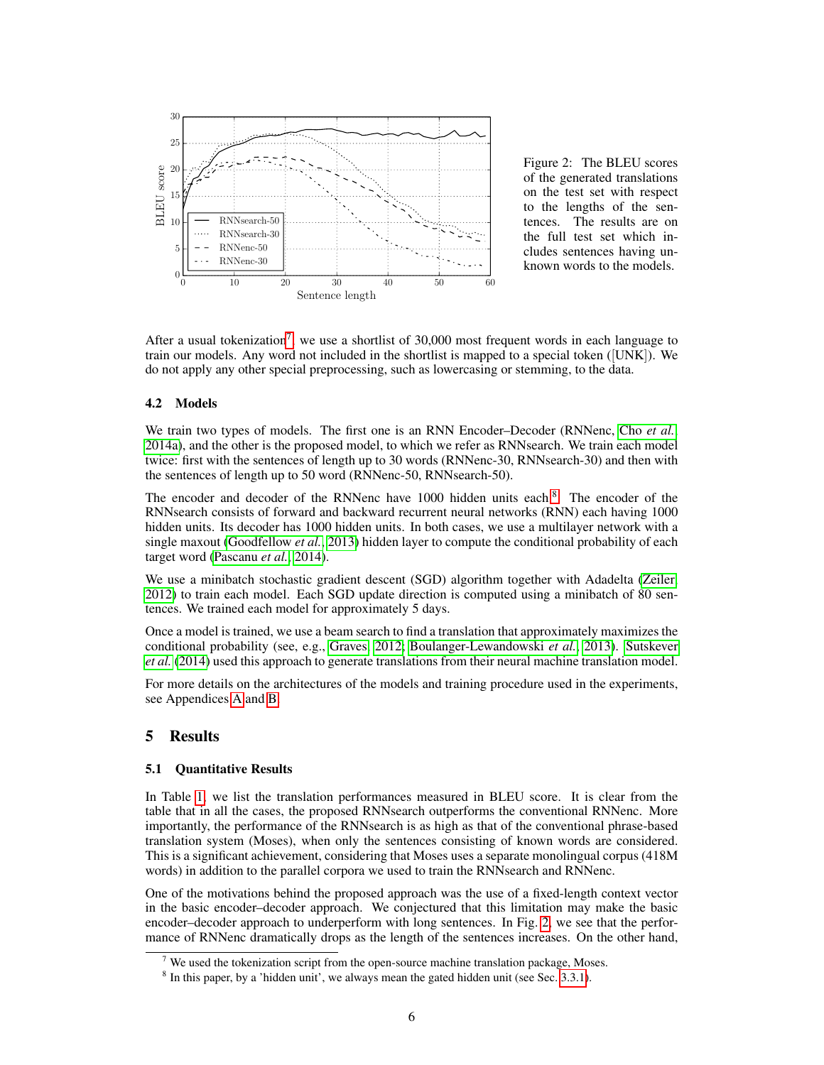Figure 2: The BLEU scores of the generated translations on the test set with respect to the lengths of the sentences. The results are on the full test set which includes sentences having unknown words to the models.

After a usual tokenization[7], we use a shortlist of 30,000 most frequent words in each language to train our models. Any word not included in the shortlist is mapped to a special token ([UNK]). We do not apply any other special preprocessing, such as lowercasing or stemming, to the data.

### 4.2 Models

We train two types of models. The first one is an RNN Encoder–Decoder (RNNenc, Cho *et al.*, 2014a), and the other is the proposed model, to which we refer as RNNsearch. We train each model twice: first with the sentences of length up to 30 words (RNNenc-30, RNNsearch-30) and then with the sentences of length up to 50 word (RNNenc-50, RNNsearch-50).

The encoder and decoder of the RNNenc have 1000 hidden units each.[8] The encoder of the RNNsearch consists of forward and backward recurrent neural networks (RNN) each having 1000 hidden units. Its decoder has 1000 hidden units. In both cases, we use a multilayer network with a single maxout (Goodfellow *et al.*, 2013) hidden layer to compute the conditional probability of each target word (Pascanu *et al.*, 2014).

We use a minibatch stochastic gradient descent (SGD) algorithm together with Adadelta (Zeiler, 2012) to train each model. Each SGD update direction is computed using a minibatch of 80 sentences. We trained each model for approximately 5 days.

Once a model is trained, we use a beam search to find a translation that approximately maximizes the conditional probability (see, e.g., Graves, 2012; Boulanger-Lewandowski *et al.*, 2013). Sutskever *et al.* (2014) used this approach to generate translations from their neural machine translation model.

For more details on the architectures of the models and training procedure used in the experiments, see Appendices A and B.

## 5 Results

### 5.1 Quantitative Results

In Table 1, we list the translation performances measured in BLEU score. It is clear from the table that in all the cases, the proposed RNNsearch outperforms the conventional RNNenc. More importantly, the performance of the RNNsearch is as high as that of the conventional phrase-based translation system (Moses), when only the sentences consisting of known words are considered. This is a significant achievement, considering that Moses uses a separate monolingual corpus (418M words) in addition to the parallel corpora we used to train the RNNsearch and RNNenc.

One of the motivations behind the proposed approach was the use of a fixed-length context vector in the basic encoder–decoder approach. We conjectured that this limitation may make the basic encoder–decoder approach to underperform with long sentences. In Fig. 2, we see that the performance of RNNenc dramatically drops as the length of the sentences increases. On the other hand,

[7] We used the tokenization script from the open-source machine translation package, Moses.

[8] In this paper, by a 'hidden unit', we always mean the gated hidden unit (see Sec. 3.3.1).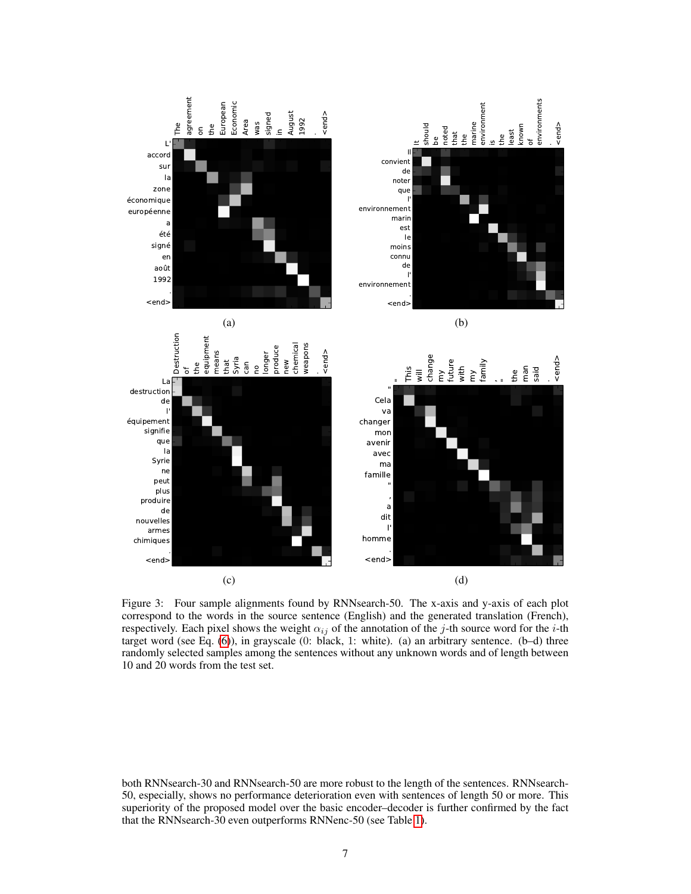Figure 3: Four sample alignments found by RNNsearch-50. The x-axis and y-axis of each plot correspond to the words in the source sentence (English) and the generated translation (French), respectively. Each pixel shows the weight $\alpha_{ij}$ of the annotation of the $j$-th source word for the $i$-th target word (see Eq. (6)), in grayscale (0: black, 1: white). (a) an arbitrary sentence. (b–d) three randomly selected samples among the sentences without any unknown words and of length between 10 and 20 words from the test set.

both RNNsearch-30 and RNNsearch-50 are more robust to the length of the sentences. RNNsearch-50, especially, shows no performance deterioration even with sentences of length 50 or more. This superiority of the proposed model over the basic encoder–decoder is further confirmed by the fact that the RNNsearch-30 even outperforms RNNenc-50 (see Table 1).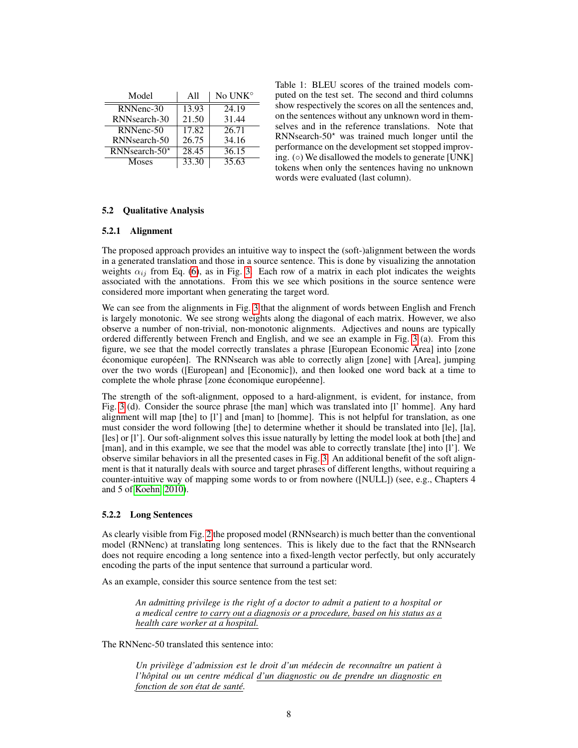| Model | All | No UNK$^{\circ}$ |
|---|---|---|
| RNNenc-30 | 13.93 | 24.19 |
| RNNsearch-30 | 21.50 | 31.44 |
| RNNenc-50 | 17.82 | 26.71 |
| RNNsearch-50 | 26.75 | 34.16 |
| RNNsearch-50$^{\star}$ | 28.45 | 36.15 |
| Moses | 33.30 | 35.63 |

Table 1: BLEU scores of the trained models computed on the test set. The second and third columns show respectively the scores on all the sentences and, on the sentences without any unknown word in themselves and in the reference translations. Note that RNNsearch-50$^{\star}$ was trained much longer until the performance on the development set stopped improving. ($\circ$) We disallowed the models to generate [UNK] tokens when only the sentences having no unknown words were evaluated (last column).

### 5.2 Qualitative Analysis

#### 5.2.1 Alignment

The proposed approach provides an intuitive way to inspect the (soft-)alignment between the words in a generated translation and those in a source sentence. This is done by visualizing the annotation weights $\alpha_{ij}$ from Eq. (6), as in Fig. 3. Each row of a matrix in each plot indicates the weights associated with the annotations. From this we see which positions in the source sentence were considered more important when generating the target word.

We can see from the alignments in Fig. 3 that the alignment of words between English and French is largely monotonic. We see strong weights along the diagonal of each matrix. However, we also observe a number of non-trivial, non-monotonic alignments. Adjectives and nouns are typically ordered differently between French and English, and we see an example in Fig. 3 (a). From this figure, we see that the model correctly translates a phrase [European Economic Area] into [zone économique européen]. The RNNsearch was able to correctly align [zone] with [Area], jumping over the two words ([European] and [Economic]), and then looked one word back at a time to complete the whole phrase [zone économique européenne].

The strength of the soft-alignment, opposed to a hard-alignment, is evident, for instance, from Fig. 3 (d). Consider the source phrase [the man] which was translated into [l' homme]. Any hard alignment will map [the] to [l'] and [man] to [homme]. This is not helpful for translation, as one must consider the word following [the] to determine whether it should be translated into [le], [la], [les] or [l']. Our soft-alignment solves this issue naturally by letting the model look at both [the] and [man], and in this example, we see that the model was able to correctly translate [the] into [l']. We observe similar behaviors in all the presented cases in Fig. 3. An additional benefit of the soft alignment is that it naturally deals with source and target phrases of different lengths, without requiring a counter-intuitive way of mapping some words to or from nowhere ([NULL]) (see, e.g., Chapters 4 and 5 of Koehn, 2010).

#### 5.2.2 Long Sentences

As clearly visible from Fig. 2 the proposed model (RNNsearch) is much better than the conventional model (RNNenc) at translating long sentences. This is likely due to the fact that the RNNsearch does not require encoding a long sentence into a fixed-length vector perfectly, but only accurately encoding the parts of the input sentence that surround a particular word.

As an example, consider this source sentence from the test set:

> *An admitting privilege is the right of a doctor to admit a patient to a hospital or a medical centre <u>to carry out a diagnosis or a procedure, based on his status as a health care worker at a hospital.</u>*

The RNNenc-50 translated this sentence into:

> *Un privilège d'admission est le droit d'un médecin de reconnaître un patient à l'hôpital ou un centre médical <u>d'un diagnostic ou de prendre un diagnostic en fonction de son état de santé.</u>*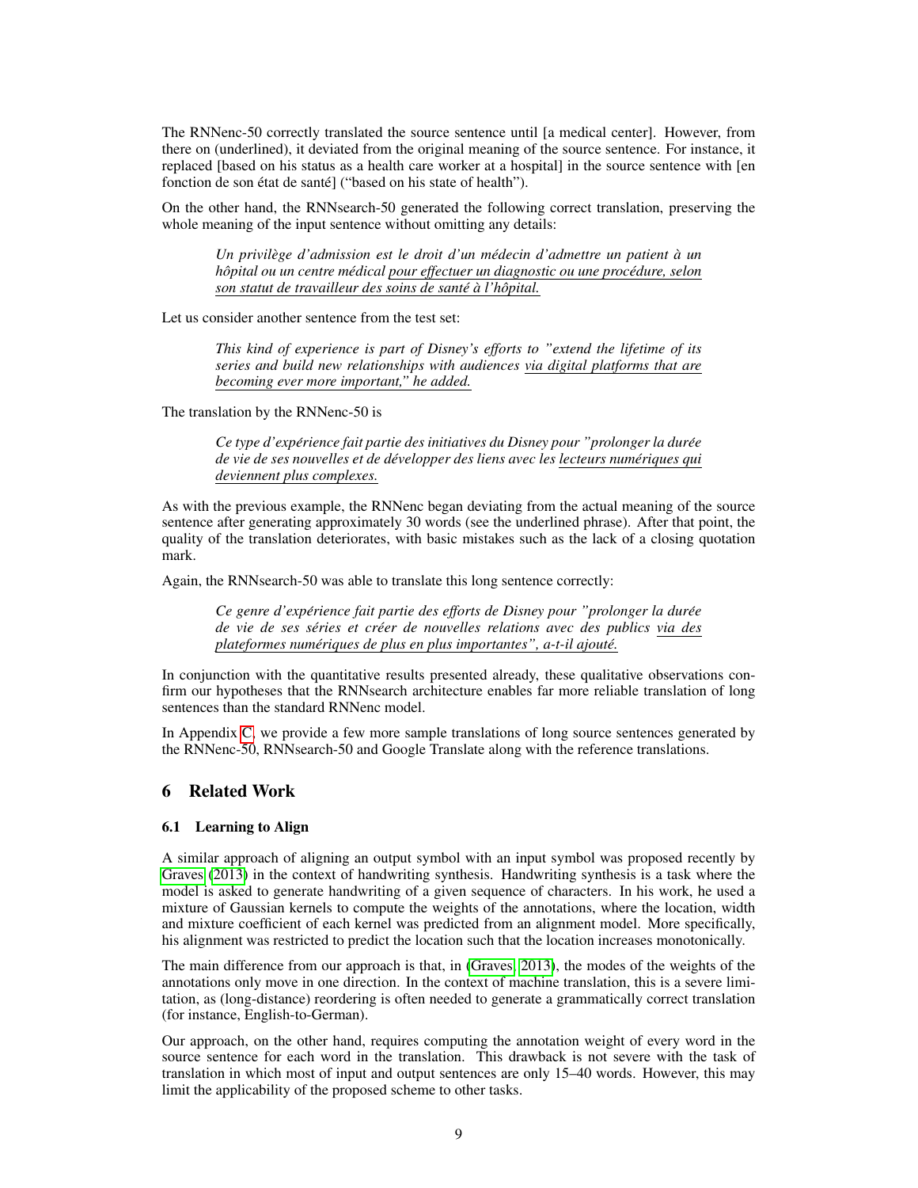The RNNenc-50 correctly translated the source sentence until [a medical center]. However, from there on (underlined), it deviated from the original meaning of the source sentence. For instance, it replaced [based on his status as a health care worker at a hospital] in the source sentence with [en fonction de son état de santé] ("based on his state of health").

On the other hand, the RNNsearch-50 generated the following correct translation, preserving the whole meaning of the input sentence without omitting any details:

> *Un privilège d'admission est le droit d'un médecin d'admettre un patient à un hôpital ou un centre médical <u>pour effectuer un diagnostic ou une procédure, selon son statut de travailleur des soins de santé à l'hôpital.</u>*

Let us consider another sentence from the test set:

> *This kind of experience is part of Disney's efforts to "extend the lifetime of its series and build new relationships with audiences <u>via digital platforms that are becoming ever more important," he added.</u>*

The translation by the RNNenc-50 is

> *Ce type d'expérience fait partie des initiatives du Disney pour "prolonger la durée de vie de ses nouvelles et de développer des liens avec les <u>lecteurs numériques qui deviennent plus complexes.</u>*

As with the previous example, the RNNenc began deviating from the actual meaning of the source sentence after generating approximately 30 words (see the underlined phrase). After that point, the quality of the translation deteriorates, with basic mistakes such as the lack of a closing quotation mark.

Again, the RNNsearch-50 was able to translate this long sentence correctly:

> *Ce genre d'expérience fait partie des efforts de Disney pour "prolonger la durée de vie de ses séries et créer de nouvelles relations avec des publics <u>via des plateformes numériques de plus en plus importantes", a-t-il ajouté.</u>*

In conjunction with the quantitative results presented already, these qualitative observations confirm our hypotheses that the RNNsearch architecture enables far more reliable translation of long sentences than the standard RNNenc model.

In Appendix C, we provide a few more sample translations of long source sentences generated by the RNNenc-50, RNNsearch-50 and Google Translate along with the reference translations.

## 6 Related Work

### 6.1 Learning to Align

A similar approach of aligning an output symbol with an input symbol was proposed recently by Graves (2013) in the context of handwriting synthesis. Handwriting synthesis is a task where the model is asked to generate handwriting of a given sequence of characters. In his work, he used a mixture of Gaussian kernels to compute the weights of the annotations, where the location, width and mixture coefficient of each kernel was predicted from an alignment model. More specifically, his alignment was restricted to predict the location such that the location increases monotonically.

The main difference from our approach is that, in (Graves, 2013), the modes of the weights of the annotations only move in one direction. In the context of machine translation, this is a severe limitation, as (long-distance) reordering is often needed to generate a grammatically correct translation (for instance, English-to-German).

Our approach, on the other hand, requires computing the annotation weight of every word in the source sentence for each word in the translation. This drawback is not severe with the task of translation in which most of input and output sentences are only 15–40 words. However, this may limit the applicability of the proposed scheme to other tasks.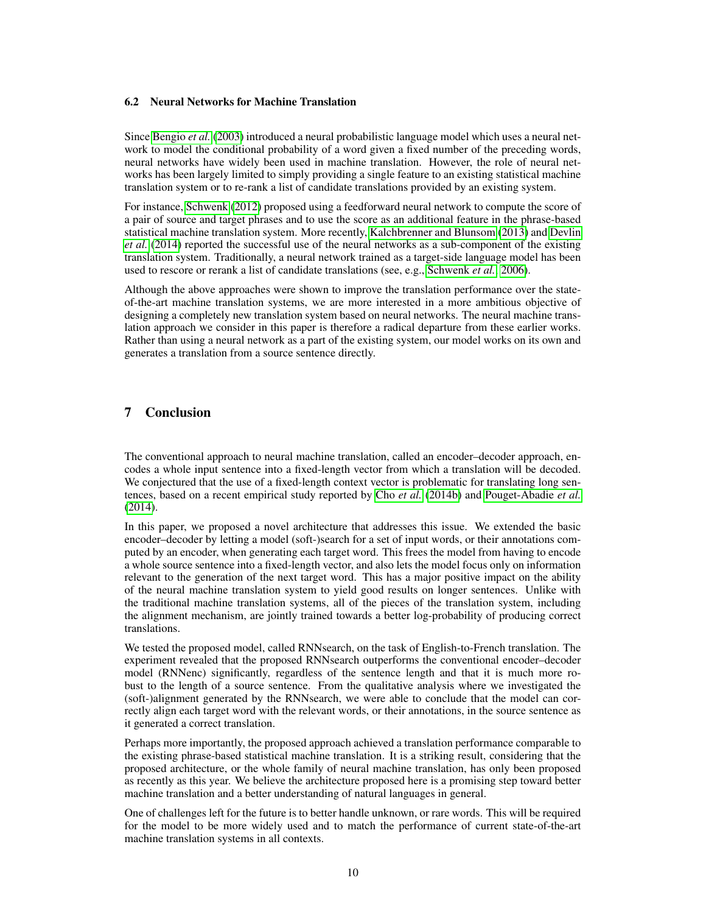### 6.2 Neural Networks for Machine Translation

Since Bengio *et al.* (2003) introduced a neural probabilistic language model which uses a neural network to model the conditional probability of a word given a fixed number of the preceding words, neural networks have widely been used in machine translation. However, the role of neural networks has been largely limited to simply providing a single feature to an existing statistical machine translation system or to re-rank a list of candidate translations provided by an existing system.

For instance, Schwenk (2012) proposed using a feedforward neural network to compute the score of a pair of source and target phrases and to use the score as an additional feature in the phrase-based statistical machine translation system. More recently, Kalchbrenner and Blunsom (2013) and Devlin *et al.* (2014) reported the successful use of the neural networks as a sub-component of the existing translation system. Traditionally, a neural network trained as a target-side language model has been used to rescore or rerank a list of candidate translations (see, e.g., Schwenk *et al.*, 2006).

Although the above approaches were shown to improve the translation performance over the state-of-the-art machine translation systems, we are more interested in a more ambitious objective of designing a completely new translation system based on neural networks. The neural machine translation approach we consider in this paper is therefore a radical departure from these earlier works. Rather than using a neural network as a part of the existing system, our model works on its own and generates a translation from a source sentence directly.

## 7 Conclusion

The conventional approach to neural machine translation, called an encoder–decoder approach, encodes a whole input sentence into a fixed-length vector from which a translation will be decoded. We conjectured that the use of a fixed-length context vector is problematic for translating long sentences, based on a recent empirical study reported by Cho *et al.* (2014b) and Pouget-Abadie *et al.* (2014).

In this paper, we proposed a novel architecture that addresses this issue. We extended the basic encoder–decoder by letting a model (soft-)search for a set of input words, or their annotations computed by an encoder, when generating each target word. This frees the model from having to encode a whole source sentence into a fixed-length vector, and also lets the model focus only on information relevant to the generation of the next target word. This has a major positive impact on the ability of the neural machine translation system to yield good results on longer sentences. Unlike with the traditional machine translation systems, all of the pieces of the translation system, including the alignment mechanism, are jointly trained towards a better log-probability of producing correct translations.

We tested the proposed model, called RNNsearch, on the task of English-to-French translation. The experiment revealed that the proposed RNNsearch outperforms the conventional encoder–decoder model (RNNenc) significantly, regardless of the sentence length and that it is much more robust to the length of a source sentence. From the qualitative analysis where we investigated the (soft-)alignment generated by the RNNsearch, we were able to conclude that the model can correctly align each target word with the relevant words, or their annotations, in the source sentence as it generated a correct translation.

Perhaps more importantly, the proposed approach achieved a translation performance comparable to the existing phrase-based statistical machine translation. It is a striking result, considering that the proposed architecture, or the whole family of neural machine translation, has only been proposed as recently as this year. We believe the architecture proposed here is a promising step toward better machine translation and a better understanding of natural languages in general.

One of challenges left for the future is to better handle unknown, or rare words. This will be required for the model to be more widely used and to match the performance of current state-of-the-art machine translation systems in all contexts.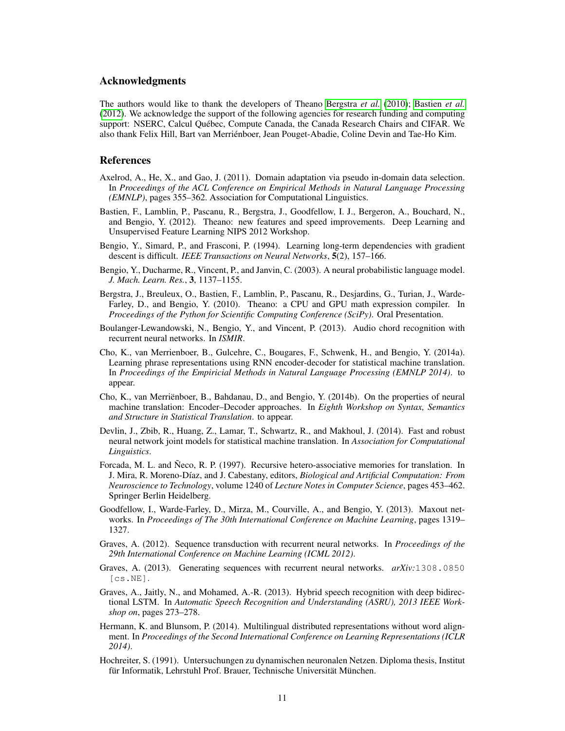## Acknowledgments

The authors would like to thank the developers of Theano Bergstra *et al.* (2010); Bastien *et al.* (2012). We acknowledge the support of the following agencies for research funding and computing support: NSERC, Calcul Québec, Compute Canada, the Canada Research Chairs and CIFAR. We also thank Felix Hill, Bart van Merriénboer, Jean Pouget-Abadie, Coline Devin and Tae-Ho Kim.

## References

Axelrod, A., He, X., and Gao, J. (2011). Domain adaptation via pseudo in-domain data selection. In *Proceedings of the ACL Conference on Empirical Methods in Natural Language Processing (EMNLP)*, pages 355–362. Association for Computational Linguistics.

Bastien, F., Lamblin, P., Pascanu, R., Bergstra, J., Goodfellow, I. J., Bergeron, A., Bouchard, N., and Bengio, Y. (2012). Theano: new features and speed improvements. Deep Learning and Unsupervised Feature Learning NIPS 2012 Workshop.

Bengio, Y., Simard, P., and Frasconi, P. (1994). Learning long-term dependencies with gradient descent is difficult. *IEEE Transactions on Neural Networks*, **5**(2), 157–166.

Bengio, Y., Ducharme, R., Vincent, P., and Janvin, C. (2003). A neural probabilistic language model. *J. Mach. Learn. Res.*, **3**, 1137–1155.

Bergstra, J., Breuleux, O., Bastien, F., Lamblin, P., Pascanu, R., Desjardins, G., Turian, J., Warde-Farley, D., and Bengio, Y. (2010). Theano: a CPU and GPU math expression compiler. In *Proceedings of the Python for Scientific Computing Conference (SciPy)*. Oral Presentation.

Boulanger-Lewandowski, N., Bengio, Y., and Vincent, P. (2013). Audio chord recognition with recurrent neural networks. In *ISMIR*.

Cho, K., van Merrienboer, B., Gulcehre, C., Bougares, F., Schwenk, H., and Bengio, Y. (2014a). Learning phrase representations using RNN encoder-decoder for statistical machine translation. In *Proceedings of the Empiricial Methods in Natural Language Processing (EMNLP 2014)*. to appear.

Cho, K., van Merriënboer, B., Bahdanau, D., and Bengio, Y. (2014b). On the properties of neural machine translation: Encoder–Decoder approaches. In *Eighth Workshop on Syntax, Semantics and Structure in Statistical Translation*. to appear.

Devlin, J., Zbib, R., Huang, Z., Lamar, T., Schwartz, R., and Makhoul, J. (2014). Fast and robust neural network joint models for statistical machine translation. In *Association for Computational Linguistics*.

Forcada, M. L. and Ñeco, R. P. (1997). Recursive hetero-associative memories for translation. In J. Mira, R. Moreno-Díaz, and J. Cabestany, editors, *Biological and Artificial Computation: From Neuroscience to Technology*, volume 1240 of *Lecture Notes in Computer Science*, pages 453–462. Springer Berlin Heidelberg.

Goodfellow, I., Warde-Farley, D., Mirza, M., Courville, A., and Bengio, Y. (2013). Maxout networks. In *Proceedings of The 30th International Conference on Machine Learning*, pages 1319–1327.

Graves, A. (2012). Sequence transduction with recurrent neural networks. In *Proceedings of the 29th International Conference on Machine Learning (ICML 2012)*.

Graves, A. (2013). Generating sequences with recurrent neural networks. *arXiv:*1308.0850 [cs.NE].

Graves, A., Jaitly, N., and Mohamed, A.-R. (2013). Hybrid speech recognition with deep bidirectional LSTM. In *Automatic Speech Recognition and Understanding (ASRU), 2013 IEEE Workshop on*, pages 273–278.

Hermann, K. and Blunsom, P. (2014). Multilingual distributed representations without word alignment. In *Proceedings of the Second International Conference on Learning Representations (ICLR 2014)*.

Hochreiter, S. (1991). Untersuchungen zu dynamischen neuronalen Netzen. Diploma thesis, Institut für Informatik, Lehrstuhl Prof. Brauer, Technische Universität München.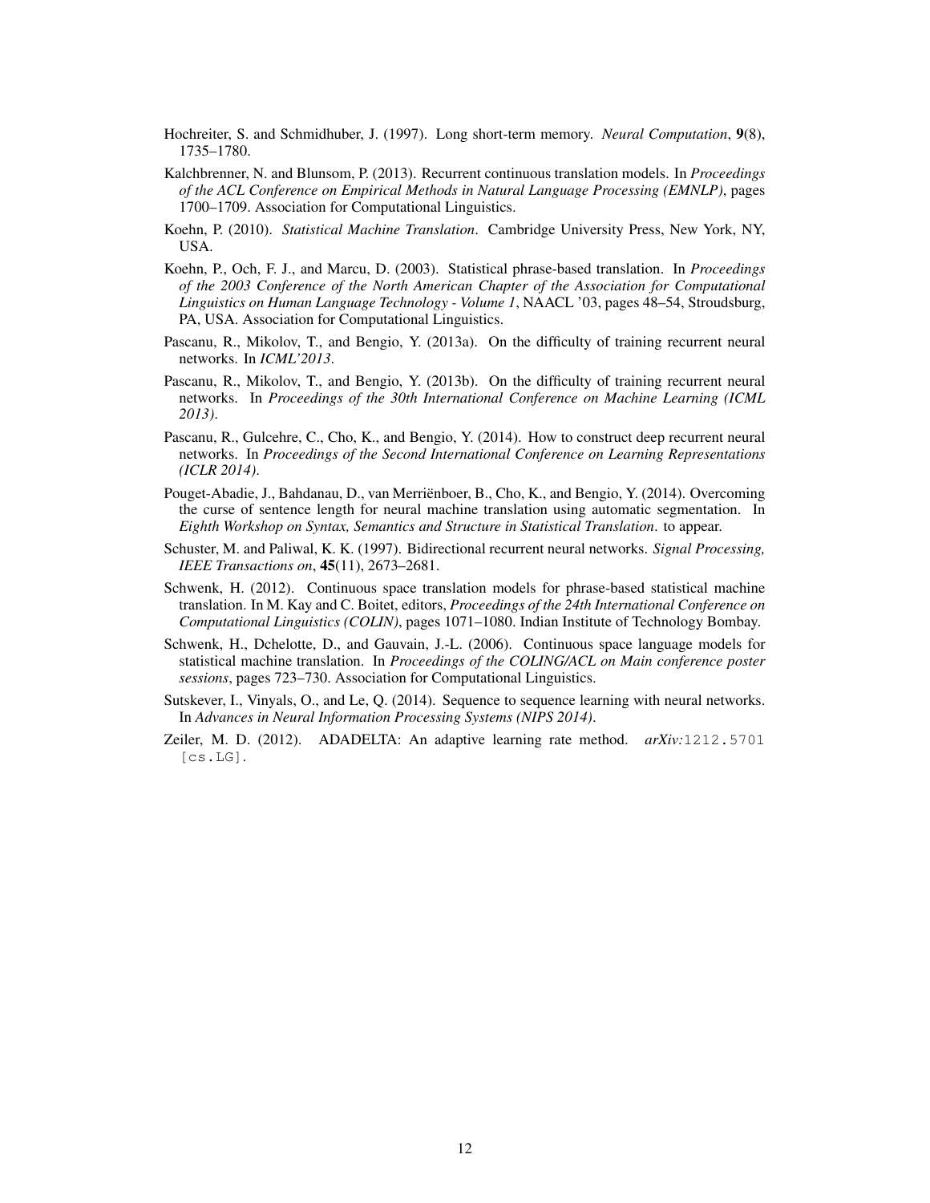Hochreiter, S. and Schmidhuber, J. (1997). Long short-term memory. *Neural Computation*, **9**(8), 1735–1780.

Kalchbrenner, N. and Blunsom, P. (2013). Recurrent continuous translation models. In *Proceedings of the ACL Conference on Empirical Methods in Natural Language Processing (EMNLP)*, pages 1700–1709. Association for Computational Linguistics.

Koehn, P. (2010). *Statistical Machine Translation*. Cambridge University Press, New York, NY, USA.

Koehn, P., Och, F. J., and Marcu, D. (2003). Statistical phrase-based translation. In *Proceedings of the 2003 Conference of the North American Chapter of the Association for Computational Linguistics on Human Language Technology - Volume 1*, NAACL '03, pages 48–54, Stroudsburg, PA, USA. Association for Computational Linguistics.

Pascanu, R., Mikolov, T., and Bengio, Y. (2013a). On the difficulty of training recurrent neural networks. In *ICML'2013*.

Pascanu, R., Mikolov, T., and Bengio, Y. (2013b). On the difficulty of training recurrent neural networks. In *Proceedings of the 30th International Conference on Machine Learning (ICML 2013)*.

Pascanu, R., Gulcehre, C., Cho, K., and Bengio, Y. (2014). How to construct deep recurrent neural networks. In *Proceedings of the Second International Conference on Learning Representations (ICLR 2014)*.

Pouget-Abadie, J., Bahdanau, D., van Merriënboer, B., Cho, K., and Bengio, Y. (2014). Overcoming the curse of sentence length for neural machine translation using automatic segmentation. In *Eighth Workshop on Syntax, Semantics and Structure in Statistical Translation*. to appear.

Schuster, M. and Paliwal, K. K. (1997). Bidirectional recurrent neural networks. *Signal Processing, IEEE Transactions on*, **45**(11), 2673–2681.

Schwenk, H. (2012). Continuous space translation models for phrase-based statistical machine translation. In M. Kay and C. Boitet, editors, *Proceedings of the 24th International Conference on Computational Linguistics (COLIN)*, pages 1071–1080. Indian Institute of Technology Bombay.

Schwenk, H., Dchelotte, D., and Gauvain, J.-L. (2006). Continuous space language models for statistical machine translation. In *Proceedings of the COLING/ACL on Main conference poster sessions*, pages 723–730. Association for Computational Linguistics.

Sutskever, I., Vinyals, O., and Le, Q. (2014). Sequence to sequence learning with neural networks. In *Advances in Neural Information Processing Systems (NIPS 2014)*.

Zeiler, M. D. (2012). ADADELTA: An adaptive learning rate method. *arXiv:*`1212.5701 [cs.LG]`.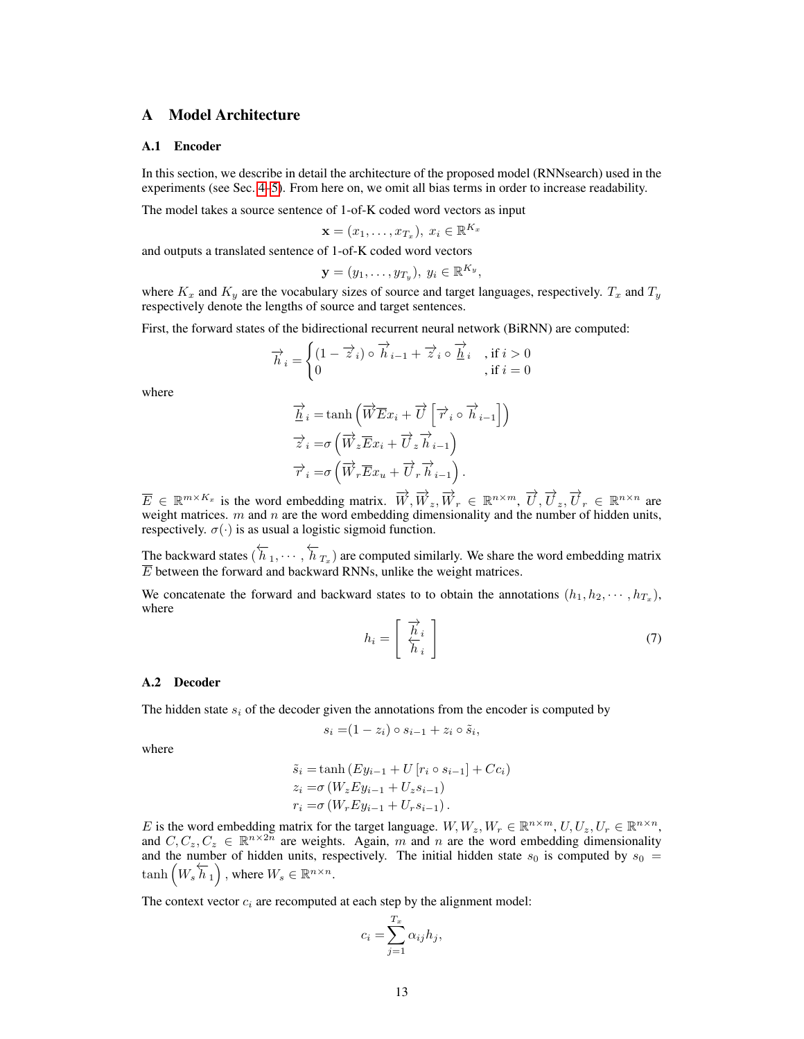## A Model Architecture

### A.1 Encoder

In this section, we describe in detail the architecture of the proposed model (RNNsearch) used in the experiments (see Sec. 4–5). From here on, we omit all bias terms in order to increase readability.

The model takes a source sentence of 1-of-K coded word vectors as input

$$\mathbf{x} = (x_1, \ldots, x_{T_x}),\ x_i \in \mathbb{R}^{K_x}$$

and outputs a translated sentence of 1-of-K coded word vectors

$$\mathbf{y} = (y_1, \ldots, y_{T_y}),\ y_i \in \mathbb{R}^{K_y},$$

where $K_x$ and $K_y$ are the vocabulary sizes of source and target languages, respectively. $T_x$ and $T_y$ respectively denote the lengths of source and target sentences.

First, the forward states of the bidirectional recurrent neural network (BiRNN) are computed:

$$\overrightarrow{h}_i = \begin{cases} (1 - \overrightarrow{z}_i) \circ \overrightarrow{h}_{i-1} + \overrightarrow{z}_i \circ \overrightarrow{\underline{h}}_i & \text{, if } i > 0 \\ 0 & \text{, if } i = 0 \end{cases}$$

where

$$\begin{aligned}
\overrightarrow{\underline{h}}_i &= \tanh\left(\overrightarrow{W}\overline{E}x_i + \overrightarrow{U}\left[\overrightarrow{r}_i \circ \overrightarrow{h}_{i-1}\right]\right) \\
\overrightarrow{z}_i &= \sigma\left(\overrightarrow{W}_z\overline{E}x_i + \overrightarrow{U}_z\overrightarrow{h}_{i-1}\right) \\
\overrightarrow{r}_i &= \sigma\left(\overrightarrow{W}_r\overline{E}x_u + \overrightarrow{U}_r\overrightarrow{h}_{i-1}\right).
\end{aligned}$$

$\overline{E} \in \mathbb{R}^{m \times K_x}$ is the word embedding matrix. $\overrightarrow{W}, \overrightarrow{W}_z, \overrightarrow{W}_r \in \mathbb{R}^{n \times m}$, $\overrightarrow{U}, \overrightarrow{U}_z, \overrightarrow{U}_r \in \mathbb{R}^{n \times n}$ are weight matrices. $m$ and $n$ are the word embedding dimensionality and the number of hidden units, respectively. $\sigma(\cdot)$ is as usual a logistic sigmoid function.

The backward states $(\overleftarrow{h}_1, \cdots, \overleftarrow{h}_{T_x})$ are computed similarly. We share the word embedding matrix $\overline{E}$ between the forward and backward RNNs, unlike the weight matrices.

We concatenate the forward and backward states to to obtain the annotations $(h_1, h_2, \cdots, h_{T_x})$, where

$$h_i = \begin{bmatrix} \overrightarrow{h}_i \\ \overleftarrow{h}_i \end{bmatrix} \tag{7}$$

### A.2 Decoder

The hidden state $s_i$ of the decoder given the annotations from the encoder is computed by

$$s_i = (1 - z_i) \circ s_{i-1} + z_i \circ \tilde{s}_i,$$

where

$$\begin{aligned}
\tilde{s}_i &= \tanh\left(Ey_{i-1} + U\left[r_i \circ s_{i-1}\right] + Cc_i\right) \\
z_i &= \sigma\left(W_zEy_{i-1} + U_zs_{i-1}\right) \\
r_i &= \sigma\left(W_rEy_{i-1} + U_rs_{i-1}\right).
\end{aligned}$$

$E$ is the word embedding matrix for the target language. $W, W_z, W_r \in \mathbb{R}^{n \times m}$, $U, U_z, U_r \in \mathbb{R}^{n \times n}$, and $C, C_z, C_z \in \mathbb{R}^{n \times 2n}$ are weights. Again, $m$ and $n$ are the word embedding dimensionality and the number of hidden units, respectively. The initial hidden state $s_0$ is computed by $s_0 = \tanh\left(W_s\overleftarrow{h}_1\right)$, where $W_s \in \mathbb{R}^{n \times n}$.

The context vector $c_i$ are recomputed at each step by the alignment model:

$$c_i = \sum_{j=1}^{T_x} \alpha_{ij}h_j,$$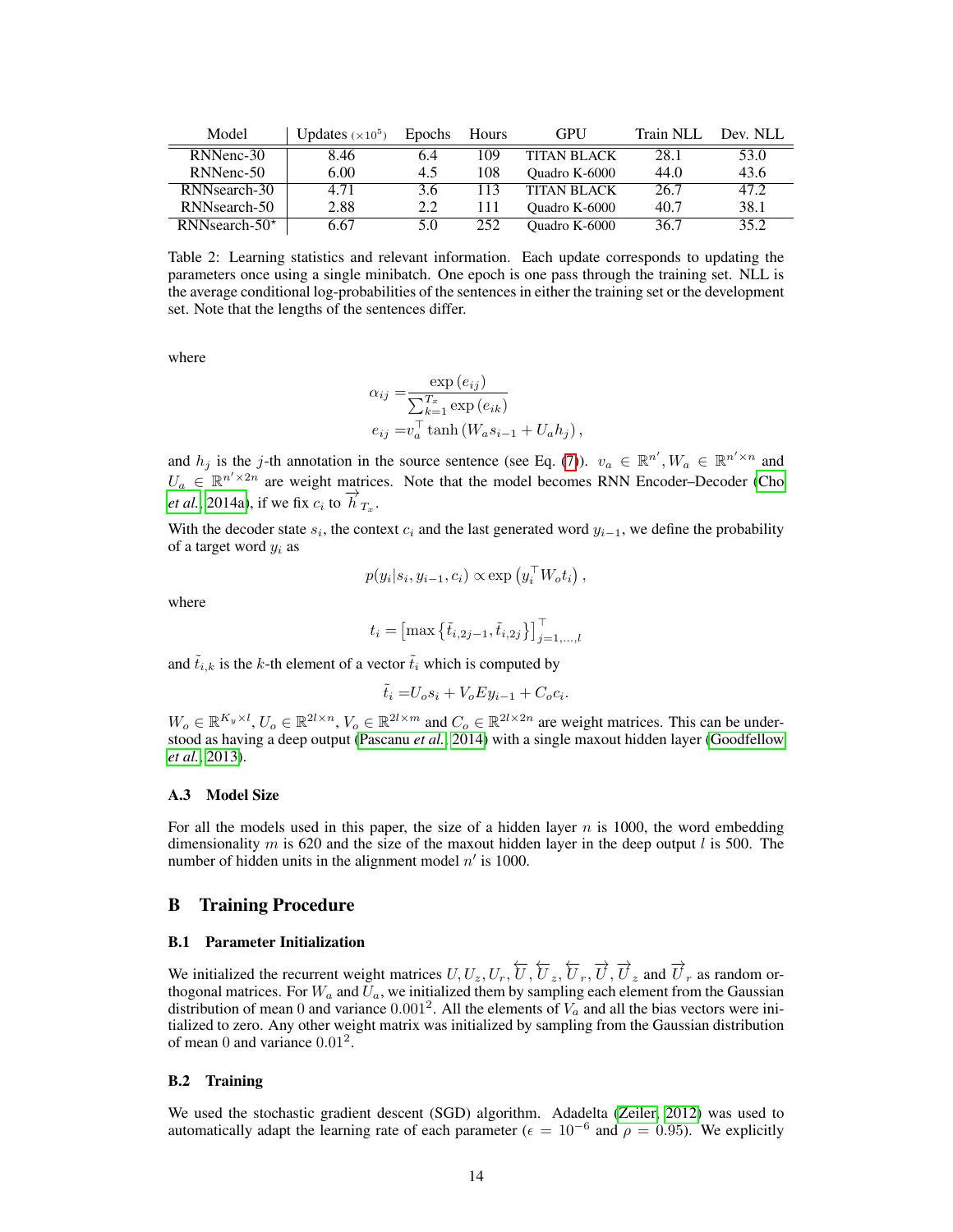| Model | Updates ($\times 10^5$) | Epochs | Hours | GPU | Train NLL | Dev. NLL |
|---|---|---|---|---|---|---|
| RNNenc-30 | 8.46 | 6.4 | 109 | TITAN BLACK | 28.1 | 53.0 |
| RNNenc-50 | 6.00 | 4.5 | 108 | Quadro K-6000 | 44.0 | 43.6 |
| RNNsearch-30 | 4.71 | 3.6 | 113 | TITAN BLACK | 26.7 | 47.2 |
| RNNsearch-50 | 2.88 | 2.2 | 111 | Quadro K-6000 | 40.7 | 38.1 |
| RNNsearch-50$^\star$ | 6.67 | 5.0 | 252 | Quadro K-6000 | 36.7 | 35.2 |

Table 2: Learning statistics and relevant information. Each update corresponds to updating the parameters once using a single minibatch. One epoch is one pass through the training set. NLL is the average conditional log-probabilities of the sentences in either the training set or the development set. Note that the lengths of the sentences differ.

where

$$
\begin{aligned}
\alpha_{ij} =& \frac{\exp\left(e_{ij}\right)}{\sum_{k=1}^{T_x} \exp\left(e_{ik}\right)} \\
e_{ij} =& v_a^\top \tanh\left(W_a s_{i-1} + U_a h_j\right),
\end{aligned}
$$

and $h_j$ is the $j$-th annotation in the source sentence (see Eq. (7)). $v_a \in \mathbb{R}^{n'}, W_a \in \mathbb{R}^{n' \times n}$ and $U_a \in \mathbb{R}^{n' \times 2n}$ are weight matrices. Note that the model becomes RNN Encoder–Decoder (Cho *et al.*, 2014a), if we fix $c_i$ to $\overrightarrow{h}_{T_x}$.

With the decoder state $s_i$, the context $c_i$ and the last generated word $y_{i-1}$, we define the probability of a target word $y_i$ as

$$
p(y_i | s_i, y_{i-1}, c_i) \propto \exp\left(y_i^\top W_o t_i\right),
$$

where

$$
t_i = \left[\max\left\{\tilde{t}_{i,2j-1}, \tilde{t}_{i,2j}\right\}\right]_{j=1,\ldots,l}^\top
$$

and $\tilde{t}_{i,k}$ is the $k$-th element of a vector $\tilde{t}_i$ which is computed by

$$
\tilde{t}_i = U_o s_i + V_o E y_{i-1} + C_o c_i.
$$

$W_o \in \mathbb{R}^{K_y \times l}, U_o \in \mathbb{R}^{2l \times n}, V_o \in \mathbb{R}^{2l \times m}$ and $C_o \in \mathbb{R}^{2l \times 2n}$ are weight matrices. This can be understood as having a deep output (Pascanu *et al.*, 2014) with a single maxout hidden layer (Goodfellow *et al.*, 2013).

### A.3 Model Size

For all the models used in this paper, the size of a hidden layer $n$ is 1000, the word embedding dimensionality $m$ is 620 and the size of the maxout hidden layer in the deep output $l$ is 500. The number of hidden units in the alignment model $n'$ is 1000.

## B Training Procedure

### B.1 Parameter Initialization

We initialized the recurrent weight matrices $U, U_z, U_r, \overleftarrow{U}, \overleftarrow{U}_z, \overleftarrow{U}_r, \overrightarrow{U}, \overrightarrow{U}_z$ and $\overrightarrow{U}_r$ as random orthogonal matrices. For $W_a$ and $U_a$, we initialized them by sampling each element from the Gaussian distribution of mean 0 and variance $0.001^2$. All the elements of $V_a$ and all the bias vectors were initialized to zero. Any other weight matrix was initialized by sampling from the Gaussian distribution of mean 0 and variance $0.01^2$.

### B.2 Training

We used the stochastic gradient descent (SGD) algorithm. Adadelta (Zeiler, 2012) was used to automatically adapt the learning rate of each parameter ($\epsilon = 10^{-6}$ and $\rho = 0.95$). We explicitly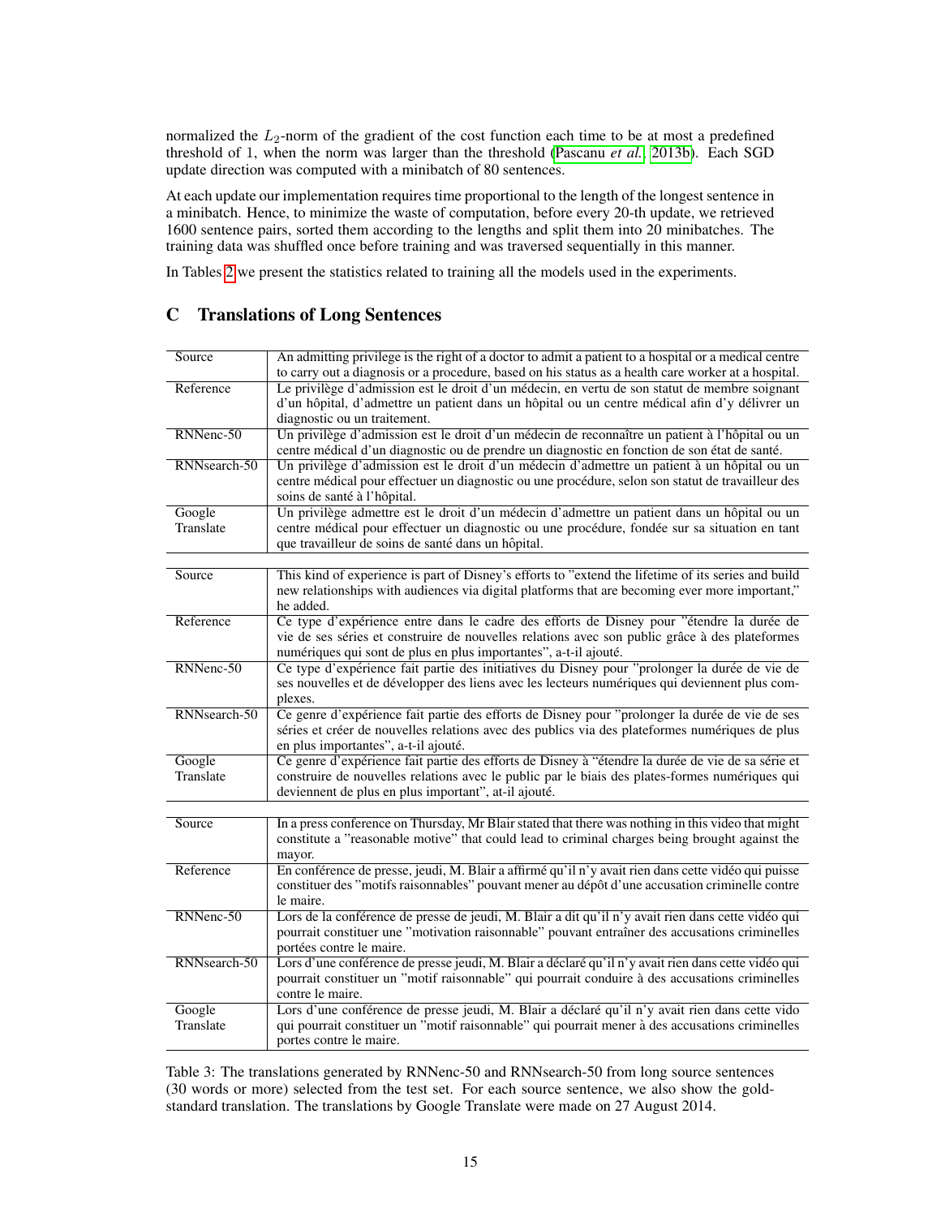normalized the $L_2$-norm of the gradient of the cost function each time to be at most a predefined threshold of 1, when the norm was larger than the threshold (Pascanu *et al.*, 2013b). Each SGD update direction was computed with a minibatch of 80 sentences.

At each update our implementation requires time proportional to the length of the longest sentence in a minibatch. Hence, to minimize the waste of computation, before every 20-th update, we retrieved 1600 sentence pairs, sorted them according to the lengths and split them into 20 minibatches. The training data was shuffled once before training and was traversed sequentially in this manner.

In Tables 2 we present the statistics related to training all the models used in the experiments.

## C Translations of Long Sentences

| | |
|---|---|
| Source | An admitting privilege is the right of a doctor to admit a patient to a hospital or a medical centre to carry out a diagnosis or a procedure, based on his status as a health care worker at a hospital. |
| Reference | Le privilège d'admission est le droit d'un médecin, en vertu de son statut de membre soignant d'un hôpital, d'admettre un patient dans un hôpital ou un centre médical afin d'y délivrer un diagnostic ou un traitement. |
| RNNenc-50 | Un privilège d'admission est le droit d'un médecin de reconnaître un patient à l'hôpital ou un centre médical d'un diagnostic ou de prendre un diagnostic en fonction de son état de santé. |
| RNNsearch-50 | Un privilège d'admission est le droit d'un médecin d'admettre un patient à un hôpital ou un centre médical pour effectuer un diagnostic ou une procédure, selon son statut de travailleur des soins de santé à l'hôpital. |
| Google Translate | Un privilège admettre est le droit d'un médecin d'admettre un patient dans un hôpital ou un centre médical pour effectuer un diagnostic ou une procédure, fondée sur sa situation en tant que travailleur de soins de santé dans un hôpital. |
| Source | This kind of experience is part of Disney's efforts to "extend the lifetime of its series and build new relationships with audiences via digital platforms that are becoming ever more important," he added. |
| Reference | Ce type d'expérience entre dans le cadre des efforts de Disney pour "étendre la durée de vie de ses séries et construire de nouvelles relations avec son public grâce à des plateformes numériques qui sont de plus en plus importantes", a-t-il ajouté. |
| RNNenc-50 | Ce type d'expérience fait partie des initiatives du Disney pour "prolonger la durée de vie de ses nouvelles et de développer des liens avec les lecteurs numériques qui deviennent plus complexes. |
| RNNsearch-50 | Ce genre d'expérience fait partie des efforts de Disney pour "prolonger la durée de vie de ses séries et créer de nouvelles relations avec des publics via des plateformes numériques de plus en plus importantes", a-t-il ajouté. |
| Google Translate | Ce genre d'expérience fait partie des efforts de Disney à "étendre la durée de vie de sa série et construire de nouvelles relations avec le public par le biais des plates-formes numériques qui deviennent de plus en plus important", at-il ajouté. |
| Source | In a press conference on Thursday, Mr Blair stated that there was nothing in this video that might constitute a "reasonable motive" that could lead to criminal charges being brought against the mayor. |
| Reference | En conférence de presse, jeudi, M. Blair a affirmé qu'il n'y avait rien dans cette vidéo qui puisse constituer des "motifs raisonnables" pouvant mener au dépôt d'une accusation criminelle contre le maire. |
| RNNenc-50 | Lors de la conférence de presse de jeudi, M. Blair a dit qu'il n'y avait rien dans cette vidéo qui pourrait constituer une "motivation raisonnable" pouvant entraîner des accusations criminelles portées contre le maire. |
| RNNsearch-50 | Lors d'une conférence de presse jeudi, M. Blair a déclaré qu'il n'y avait rien dans cette vidéo qui pourrait constituer un "motif raisonnable" qui pourrait conduire à des accusations criminelles contre le maire. |
| Google Translate | Lors d'une conférence de presse jeudi, M. Blair a déclaré qu'il n'y avait rien dans cette vido qui pourrait constituer un "motif raisonnable" qui pourrait mener à des accusations criminelles portes contre le maire. |

Table 3: The translations generated by RNNenc-50 and RNNsearch-50 from long source sentences (30 words or more) selected from the test set. For each source sentence, we also show the gold-standard translation. The translations by Google Translate were made on 27 August 2014.